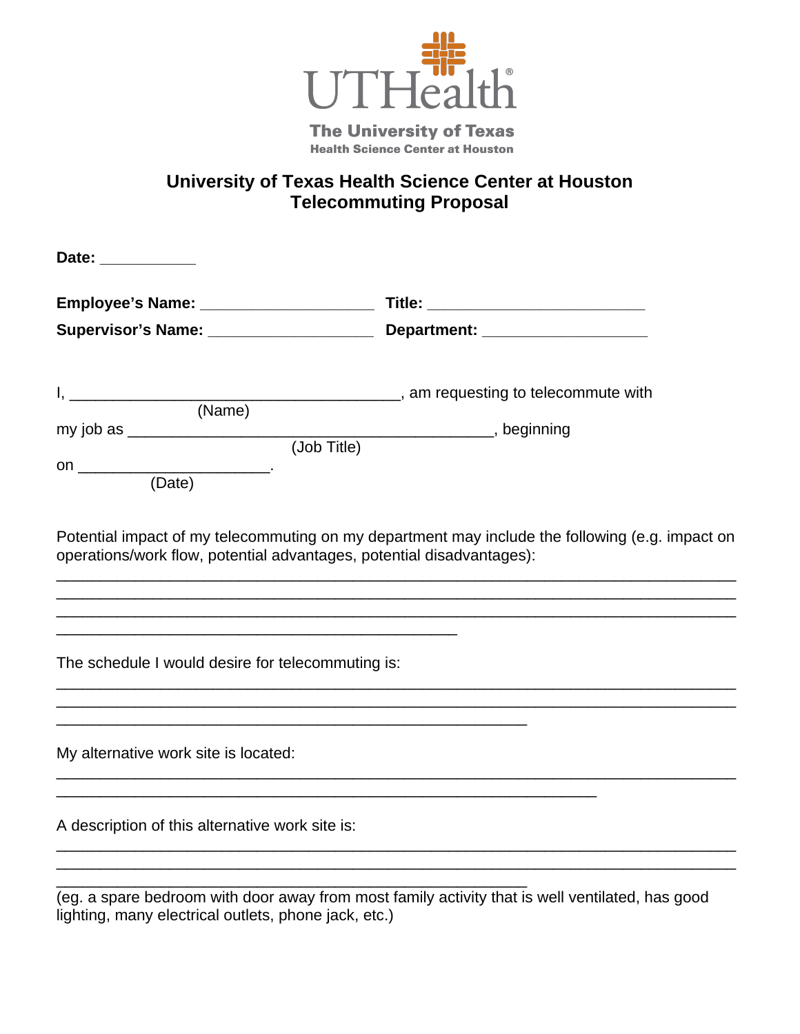UTHealth

The University of Texas
Health Science Center at Houston

# University of Texas Health Science Center at Houston
# Telecommuting Proposal

**Date:** ___________

**Employee's Name:** ___________________ **Title:** ________________________

**Supervisor's Name:** __________________ **Department:** __________________

I, ______________________________________, am requesting to telecommute with
(Name)
my job as __________________________________________, beginning
(Job Title)
on ______________________.
(Date)

Potential impact of my telecommuting on my department may include the following (e.g. impact on operations/work flow, potential advantages, potential disadvantages):

______________________________________________________________________________
______________________________________________________________________________
______________________________________________________________________________
_______________________________________________

The schedule I would desire for telecommuting is:

______________________________________________________________________________
______________________________________________________________________________
_______________________________________________________

My alternative work site is located:

______________________________________________________________________________
_______________________________________________________________

A description of this alternative work site is:

______________________________________________________________________________
______________________________________________________________________________
_______________________________________________________

(eg. a spare bedroom with door away from most family activity that is well ventilated, has good lighting, many electrical outlets, phone jack, etc.)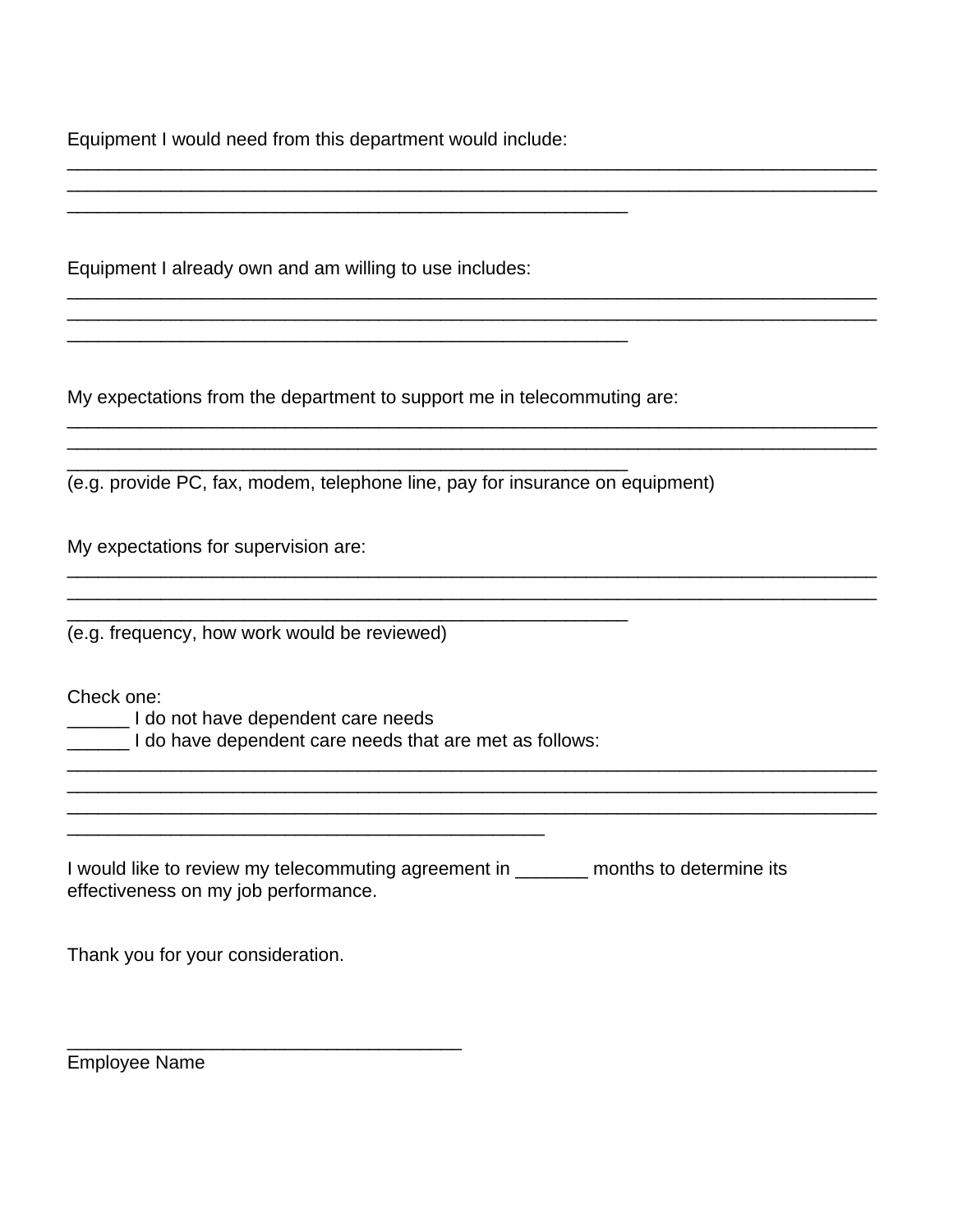Equipment I would need from this department would include:
________________________________________________________________________________
________________________________________________________________________________
________________________________________________________

Equipment I already own and am willing to use includes:
________________________________________________________________________________
________________________________________________________________________________
________________________________________________________

My expectations from the department to support me in telecommuting are:
________________________________________________________________________________
________________________________________________________________________________
________________________________________________________
(e.g. provide PC, fax, modem, telephone line, pay for insurance on equipment)

My expectations for supervision are:
________________________________________________________________________________
________________________________________________________________________________
________________________________________________________
(e.g. frequency, how work would be reviewed)

Check one:
______ I do not have dependent care needs
______ I do have dependent care needs that are met as follows:
________________________________________________________________________________
________________________________________________________________________________
________________________________________________________________________________
________________________________________________

I would like to review my telecommuting agreement in _______ months to determine its effectiveness on my job performance.

Thank you for your consideration.

_______________________________________
Employee Name